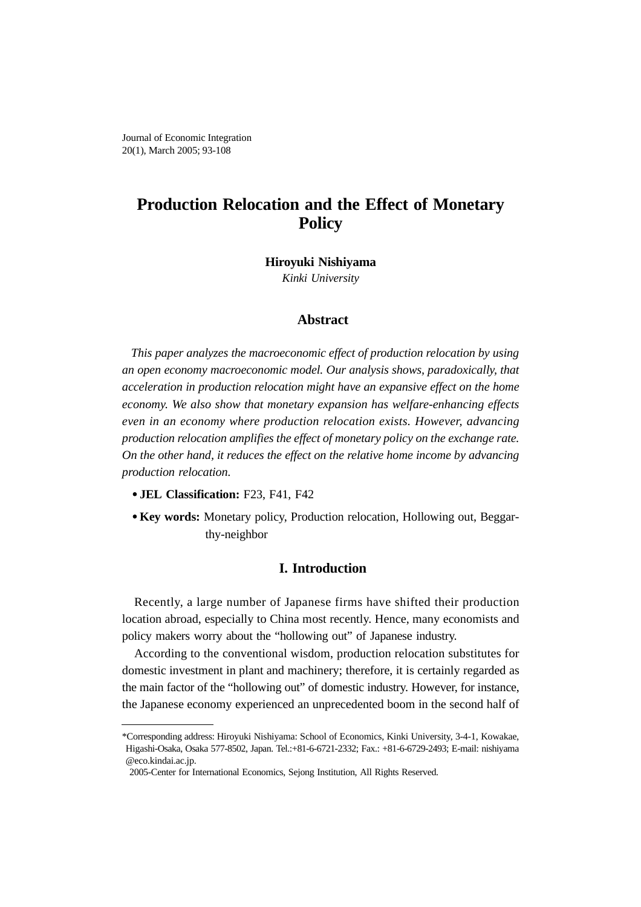# Production Relocation and the Effect of Monetary Policy

**Hiroyuki Nishiyama**
*Kinki University*

## Abstract

*This paper analyzes the macroeconomic effect of production relocation by using an open economy macroeconomic model. Our analysis shows, paradoxically, that acceleration in production relocation might have an expansive effect on the home economy. We also show that monetary expansion has welfare-enhancing effects even in an economy where production relocation exists. However, advancing production relocation amplifies the effect of monetary policy on the exchange rate. On the other hand, it reduces the effect on the relative home income by advancing production relocation.*

- **JEL Classification:** F23, F41, F42
- **Key words:** Monetary policy, Production relocation, Hollowing out, Beggar-thy-neighbor

## I. Introduction

Recently, a large number of Japanese firms have shifted their production location abroad, especially to China most recently. Hence, many economists and policy makers worry about the "hollowing out" of Japanese industry.

According to the conventional wisdom, production relocation substitutes for domestic investment in plant and machinery; therefore, it is certainly regarded as the main factor of the "hollowing out" of domestic industry. However, for instance, the Japanese economy experienced an unprecedented boom in the second half of

---

*Corresponding address: Hiroyuki Nishiyama: School of Economics, Kinki University, 3-4-1, Kowakae, Higashi-Osaka, Osaka 577-8502, Japan. Tel.:+81-6-6721-2332; Fax.: +81-6-6729-2493; E-mail: nishiyama @eco.kindai.ac.jp.

2005-Center for International Economics, Sejong Institution, All Rights Reserved.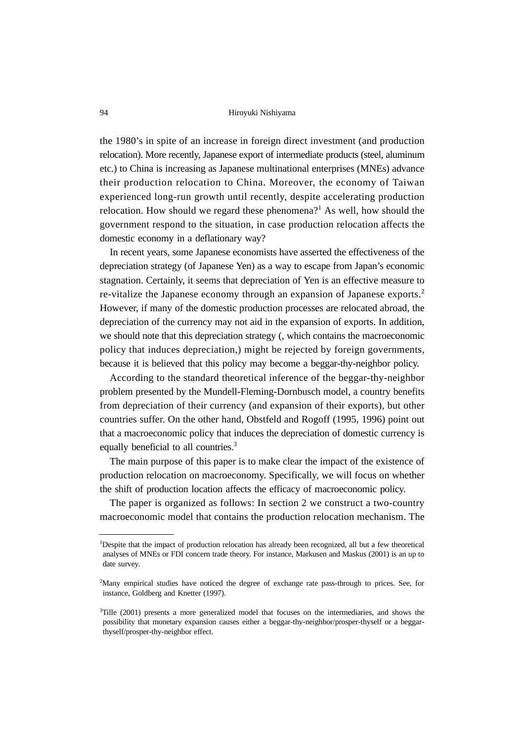the 1980's in spite of an increase in foreign direct investment (and production relocation). More recently, Japanese export of intermediate products (steel, aluminum etc.) to China is increasing as Japanese multinational enterprises (MNEs) advance their production relocation to China. Moreover, the economy of Taiwan experienced long-run growth until recently, despite accelerating production relocation. How should we regard these phenomena?[1] As well, how should the government respond to the situation, in case production relocation affects the domestic economy in a deflationary way?

In recent years, some Japanese economists have asserted the effectiveness of the depreciation strategy (of Japanese Yen) as a way to escape from Japan's economic stagnation. Certainly, it seems that depreciation of Yen is an effective measure to re-vitalize the Japanese economy through an expansion of Japanese exports.[2] However, if many of the domestic production processes are relocated abroad, the depreciation of the currency may not aid in the expansion of exports. In addition, we should note that this depreciation strategy (, which contains the macroeconomic policy that induces depreciation,) might be rejected by foreign governments, because it is believed that this policy may become a beggar-thy-neighbor policy.

According to the standard theoretical inference of the beggar-thy-neighbor problem presented by the Mundell-Fleming-Dornbusch model, a country benefits from depreciation of their currency (and expansion of their exports), but other countries suffer. On the other hand, Obstfeld and Rogoff (1995, 1996) point out that a macroeconomic policy that induces the depreciation of domestic currency is equally beneficial to all countries.[3]

The main purpose of this paper is to make clear the impact of the existence of production relocation on macroeconomy. Specifically, we will focus on whether the shift of production location affects the efficacy of macroeconomic policy.

The paper is organized as follows: In section 2 we construct a two-country macroeconomic model that contains the production relocation mechanism. The

---

[1] Despite that the impact of production relocation has already been recognized, all but a few theoretical analyses of MNEs or FDI concern trade theory. For instance, Markusen and Maskus (2001) is an up to date survey.

[2] Many empirical studies have noticed the degree of exchange rate pass-through to prices. See, for instance, Goldberg and Knetter (1997).

[3] Tille (2001) presents a more generalized model that focuses on the intermediaries, and shows the possibility that monetary expansion causes either a beggar-thy-neighbor/prosper-thyself or a beggar-thyself/prosper-thy-neighbor effect.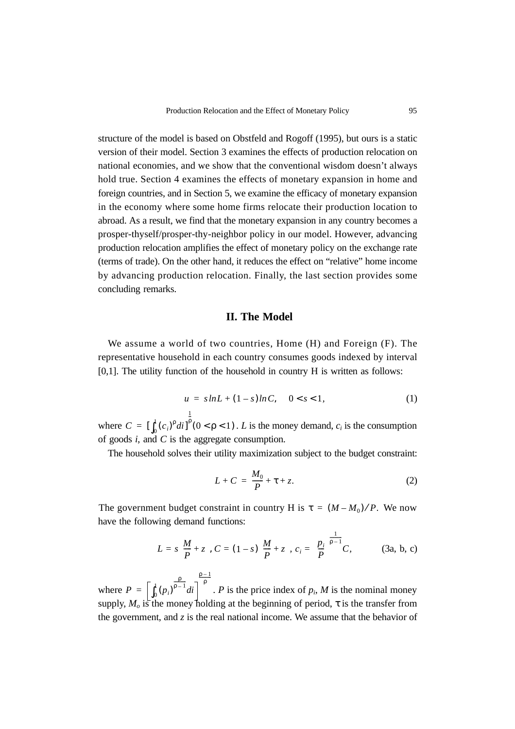structure of the model is based on Obstfeld and Rogoff (1995), but ours is a static version of their model. Section 3 examines the effects of production relocation on national economies, and we show that the conventional wisdom doesn't always hold true. Section 4 examines the effects of monetary expansion in home and foreign countries, and in Section 5, we examine the efficacy of monetary expansion in the economy where some home firms relocate their production location to abroad. As a result, we find that the monetary expansion in any country becomes a prosper-thyself/prosper-thy-neighbor policy in our model. However, advancing production relocation amplifies the effect of monetary policy on the exchange rate (terms of trade). On the other hand, it reduces the effect on "relative" home income by advancing production relocation. Finally, the last section provides some concluding remarks.

## II. The Model

We assume a world of two countries, Home (H) and Foreign (F). The representative household in each country consumes goods indexed by interval [0,1]. The utility function of the household in country H is written as follows:

$$u = s\ln L + (1-s)\ln C, \quad 0 < s < 1, \tag{1}$$

where $C = [\int_0^1 (c_i)^{\rho} di]^{\frac{1}{\rho}} (0 < \rho < 1)$. $L$ is the money demand, $c_i$ is the consumption of goods $i$, and $C$ is the aggregate consumption.

The household solves their utility maximization subject to the budget constraint:

$$L + C = \frac{M_0}{P} + \tau + z. \tag{2}$$

The government budget constraint in country H is $\tau = (M - M_0)/P$. We now have the following demand functions:

$$L = s\left(\frac{M}{P} + z\right), C = (1-s)\left(\frac{M}{P} + z\right), c_i = \left(\frac{p_i}{P}\right)^{\frac{1}{\rho - 1}} C, \tag{3a, b, c}$$

where $P = \left[\int_0^1 (p_i)^{\frac{\rho}{\rho - 1}} di\right]^{\frac{\rho - 1}{\rho}}$. $P$ is the price index of $p_i$, $M$ is the nominal money supply, $M_o$ is the money holding at the beginning of period, $\tau$ is the transfer from the government, and $z$ is the real national income. We assume that the behavior of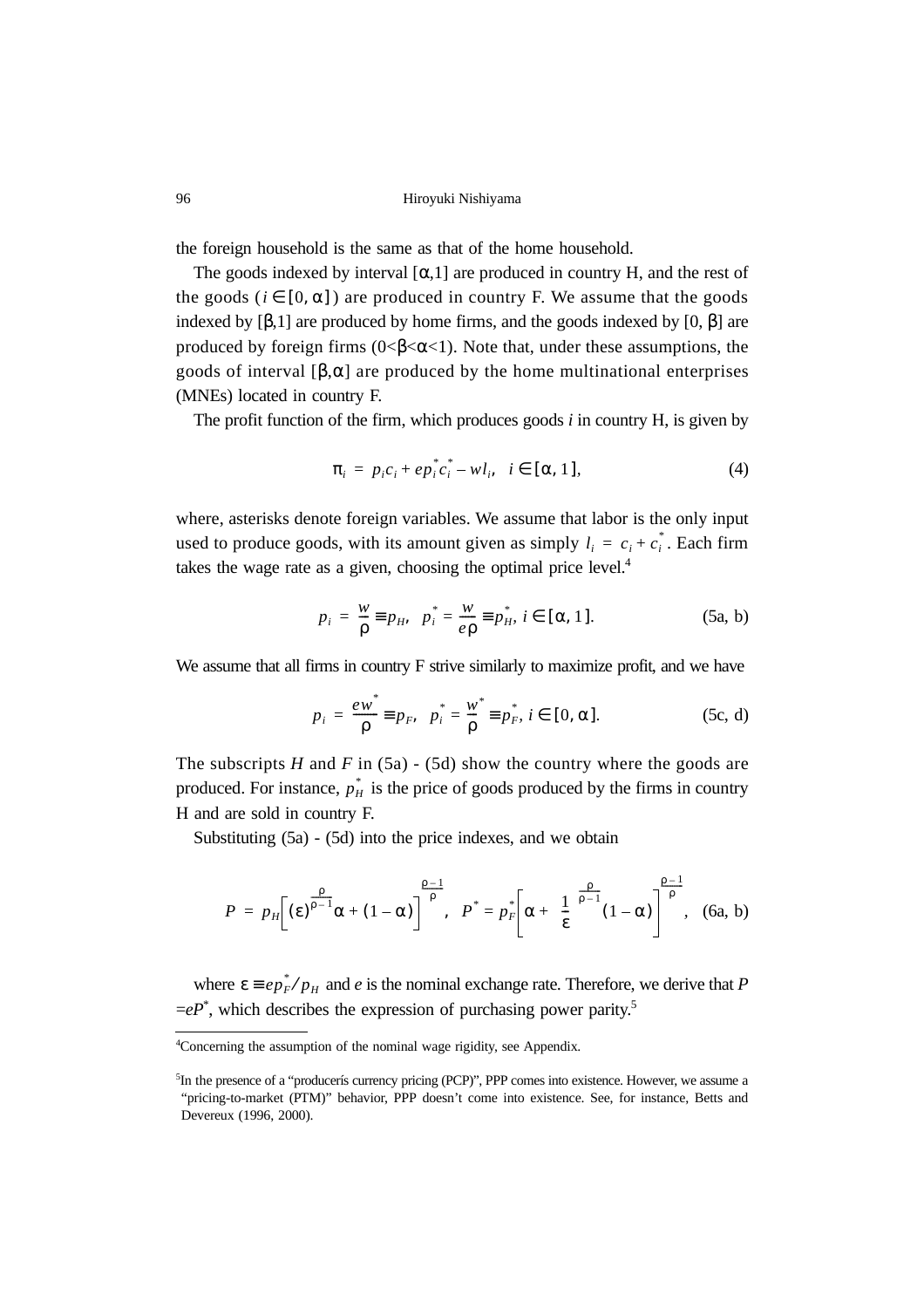the foreign household is the same as that of the home household.

The goods indexed by interval $[\alpha,1]$ are produced in country H, and the rest of the goods ($i \in [0, \alpha]$) are produced in country F. We assume that the goods indexed by $[\beta,1]$ are produced by home firms, and the goods indexed by $[0, \beta]$ are produced by foreign firms ($0<\beta<\alpha<1$). Note that, under these assumptions, the goods of interval $[\beta,\alpha]$ are produced by the home multinational enterprises (MNEs) located in country F.

The profit function of the firm, which produces goods $i$ in country H, is given by

$$\pi_i = p_i c_i + e p_i^* c_i^* - w l_i, \quad i \in [\alpha, 1], \tag{4}$$

where, asterisks denote foreign variables. We assume that labor is the only input used to produce goods, with its amount given as simply $l_i = c_i + c_i^*$. Each firm takes the wage rate as a given, choosing the optimal price level.[4]

$$p_i = \frac{w}{\rho} \equiv p_H, \quad p_i^* = \frac{w}{e\rho} \equiv p_H^*, \; i \in [\alpha, 1]. \tag{5a, b}$$

We assume that all firms in country F strive similarly to maximize profit, and we have

$$p_i = \frac{ew^*}{\rho} \equiv p_F, \quad p_i^* = \frac{w^*}{\rho} \equiv p_F^*, \; i \in [0, \alpha]. \tag{5c, d}$$

The subscripts $H$ and $F$ in (5a) - (5d) show the country where the goods are produced. For instance, $p_H^*$ is the price of goods produced by the firms in country H and are sold in country F.

Substituting (5a) - (5d) into the price indexes, and we obtain

$$P = p_H\left[(\varepsilon)^{\frac{\rho}{\rho-1}}\alpha + (1-\alpha)\right]^{\frac{\rho-1}{\rho}}, \quad P^* = p_F^*\left[\alpha + \left(\frac{1}{\varepsilon}\right)^{\frac{\rho}{\rho-1}}(1-\alpha)\right]^{\frac{\rho-1}{\rho}}, \tag{6a, b}$$

where $\varepsilon \equiv e p_F^*/p_H$ and $e$ is the nominal exchange rate. Therefore, we derive that $P = eP^*$, which describes the expression of purchasing power parity.[5]

---

[4]Concerning the assumption of the nominal wage rigidity, see Appendix.

[5]In the presence of a "producer's currency pricing (PCP)", PPP comes into existence. However, we assume a "pricing-to-market (PTM)" behavior, PPP doesn't come into existence. See, for instance, Betts and Devereux (1996, 2000).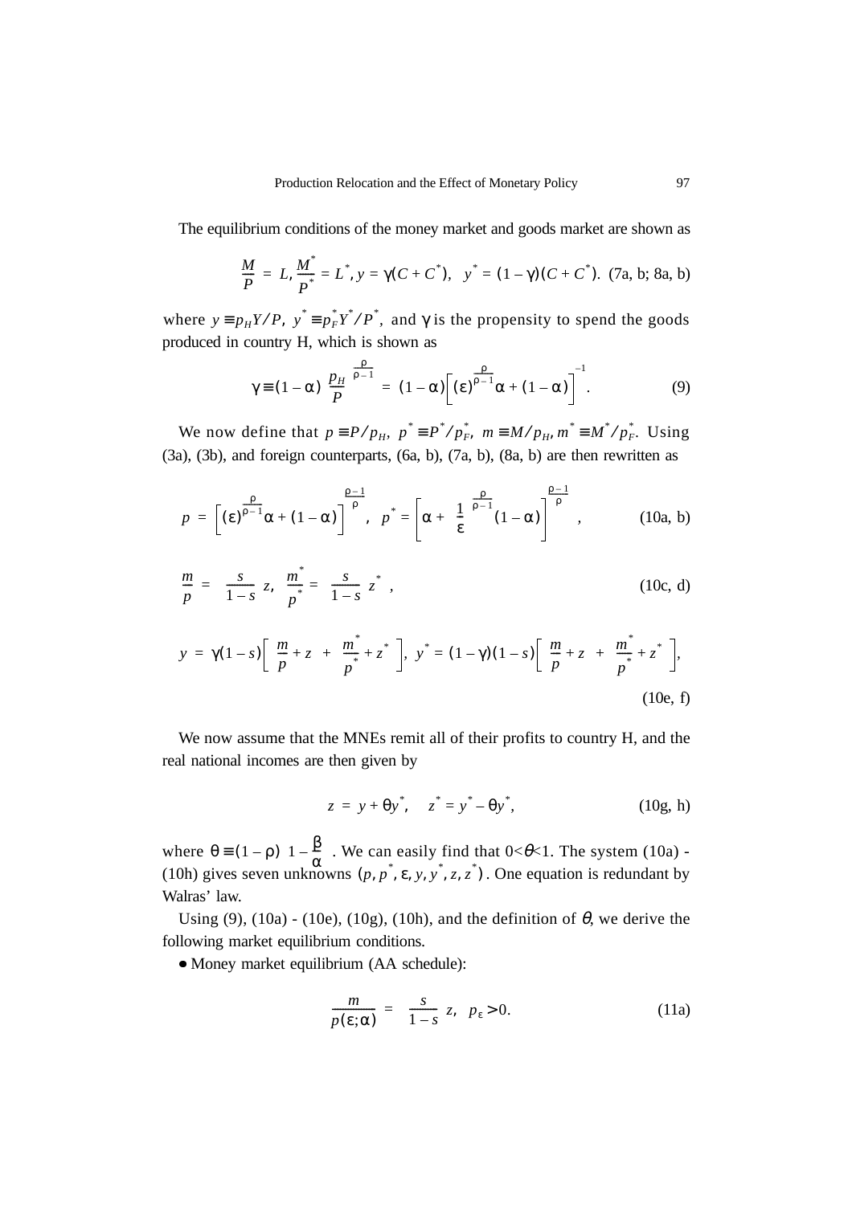The equilibrium conditions of the money market and goods market are shown as

$$\frac{M}{P} = L, \frac{M^*}{P^*} = L^*, y = \gamma(C + C^*), \quad y^* = (1 - \gamma)(C + C^*). \quad \text{(7a, b; 8a, b)}$$

where $y \equiv p_H Y/P$, $y^* \equiv p_F^* Y^*/P^*$, and $\gamma$ is the propensity to spend the goods produced in country H, which is shown as

$$\gamma \equiv (1 - \alpha)\left(\frac{p_H}{P}\right)^{\frac{\rho}{\rho - 1}} = (1 - \alpha)\left[(\varepsilon)^{\frac{\rho}{\rho - 1}}\alpha + (1 - \alpha)\right]^{-1}. \tag{9}$$

We now define that $p \equiv P/p_H$, $p^* \equiv P^*/p_F^*$, $m \equiv M/p_H$, $m^* \equiv M^*/p_F^*$. Using (3a), (3b), and foreign counterparts, (6a, b), (7a, b), (8a, b) are then rewritten as

$$p = \left[(\varepsilon)^{\frac{\rho}{\rho - 1}}\alpha + (1 - \alpha)\right]^{\frac{\rho - 1}{\rho}}, \quad p^* = \left[\alpha + \left(\frac{1}{\varepsilon}\right)^{\frac{\rho}{\rho - 1}}(1 - \alpha)\right]^{\frac{\rho - 1}{\rho}}, \tag{10a, b}$$

$$\frac{m}{p} = \left(\frac{s}{1 - s}\right)z, \quad \frac{m^*}{p^*} = \left(\frac{s}{1 - s}\right)z^*, \tag{10c, d}$$

$$y = \gamma(1 - s)\left[\left(\frac{m}{p} + z\right) + \left(\frac{m^*}{p^*} + z^*\right)\right], \quad y^* = (1 - \gamma)(1 - s)\left[\left(\frac{m}{p} + z\right) + \left(\frac{m^*}{p^*} + z^*\right)\right], \tag{10e, f}$$

We now assume that the MNEs remit all of their profits to country H, and the real national incomes are then given by

$$z = y + \theta y^*, \quad z^* = y^* - \theta y^*, \tag{10g, h}$$

where $\theta \equiv (1 - \rho)\left(1 - \frac{\beta}{\alpha}\right)$. We can easily find that $0<\theta<1$. The system (10a) - (10h) gives seven unknowns $(p, p^*, \varepsilon, y, y^*, z, z^*)$. One equation is redundant by Walras' law.

Using (9), (10a) - (10e), (10g), (10h), and the definition of $\theta$, we derive the following market equilibrium conditions.

- Money market equilibrium (AA schedule):

$$\frac{m}{p(\varepsilon; \alpha)} = \left(\frac{s}{1 - s}\right)z, \quad p_\varepsilon > 0. \tag{11a}$$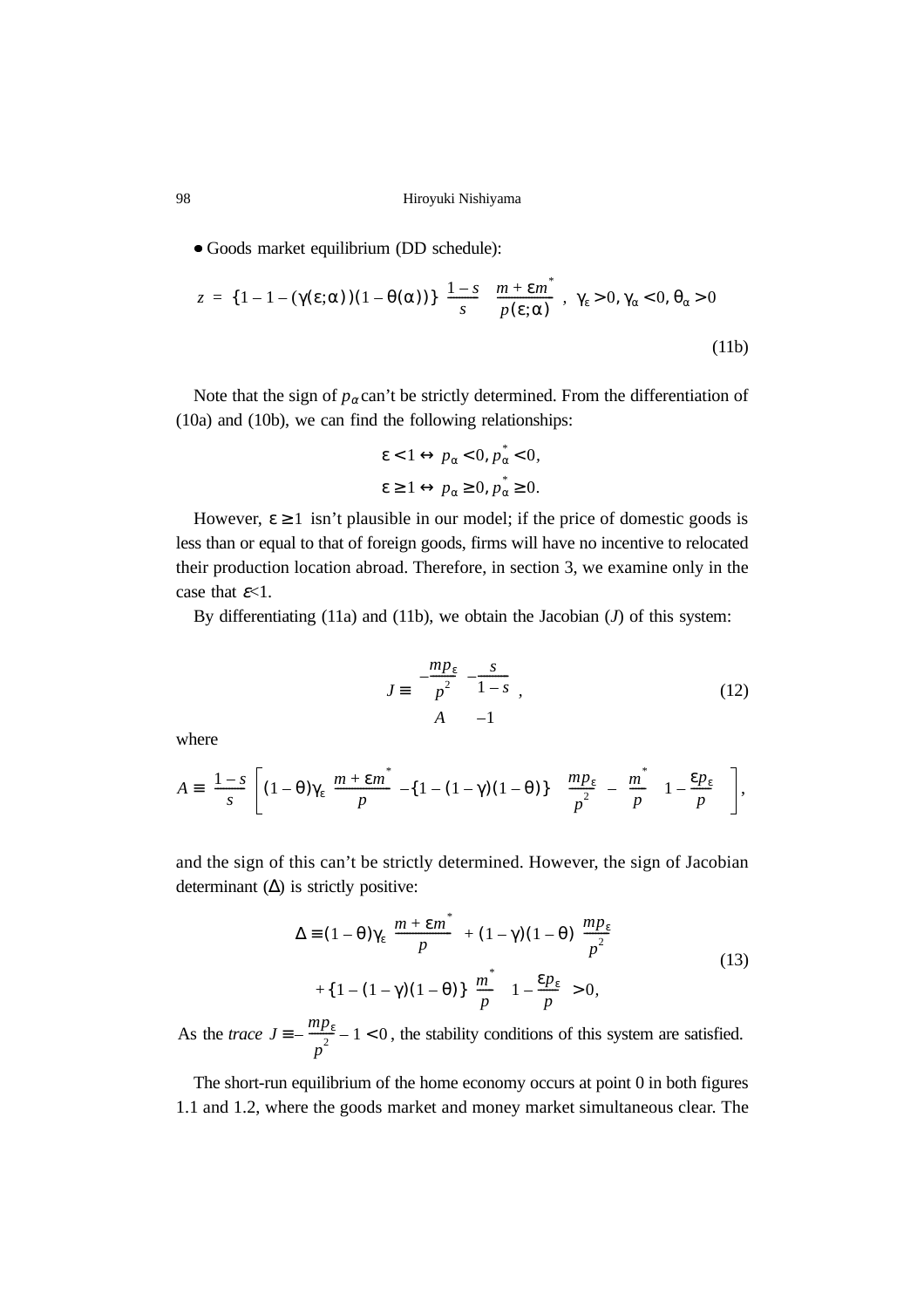- Goods market equilibrium (DD schedule):

$$z = \{1 - 1 - (\gamma(\varepsilon;\alpha))(1 - \theta(\alpha))\} \frac{1-s}{s} \frac{m + \varepsilon m^*}{p(\varepsilon;\alpha)}, \quad \gamma_\varepsilon > 0, \gamma_\alpha < 0, \theta_\alpha > 0 \tag{11b}$$

Note that the sign of $p_\alpha$ can't be strictly determined. From the differentiation of (10a) and (10b), we can find the following relationships:

$$\varepsilon < 1 \leftrightarrow p_\alpha < 0, p_\alpha^* < 0,$$
$$\varepsilon \geq 1 \leftrightarrow p_\alpha \geq 0, p_\alpha^* \geq 0.$$

However, $\varepsilon \geq 1$ isn't plausible in our model; if the price of domestic goods is less than or equal to that of foreign goods, firms will have no incentive to relocated their production location abroad. Therefore, in section 3, we examine only in the case that $\varepsilon$<1.

By differentiating (11a) and (11b), we obtain the Jacobian ($J$) of this system:

$$J \equiv \begin{vmatrix} -\frac{mp_\varepsilon}{p^2} & -\frac{s}{1-s} \\ A & -1 \end{vmatrix}, \tag{12}$$

where

$$A \equiv \frac{1-s}{s}\left[(1-\theta)\gamma_\varepsilon \frac{m+\varepsilon m^*}{p} - \{1-(1-\gamma)(1-\theta)\}\left(\frac{mp_\varepsilon}{p^2} - \frac{m^*}{p}\left(1 - \frac{\varepsilon p_\varepsilon}{p}\right)\right)\right],$$

and the sign of this can't be strictly determined. However, the sign of Jacobian determinant ($\Delta$) is strictly positive:

$$\begin{aligned}\Delta \equiv (1-\theta)\gamma_\varepsilon \frac{m+\varepsilon m^*}{p} + (1-\gamma)(1-\theta)\frac{mp_\varepsilon}{p^2} \\ + \{1-(1-\gamma)(1-\theta)\}\frac{m^*}{p}\left(1-\frac{\varepsilon p_\varepsilon}{p}\right) > 0,\end{aligned} \tag{13}$$

As the *trace* $J \equiv -\frac{mp_\varepsilon}{p^2} - 1 < 0$, the stability conditions of this system are satisfied.

The short-run equilibrium of the home economy occurs at point 0 in both figures 1.1 and 1.2, where the goods market and money market simultaneous clear. The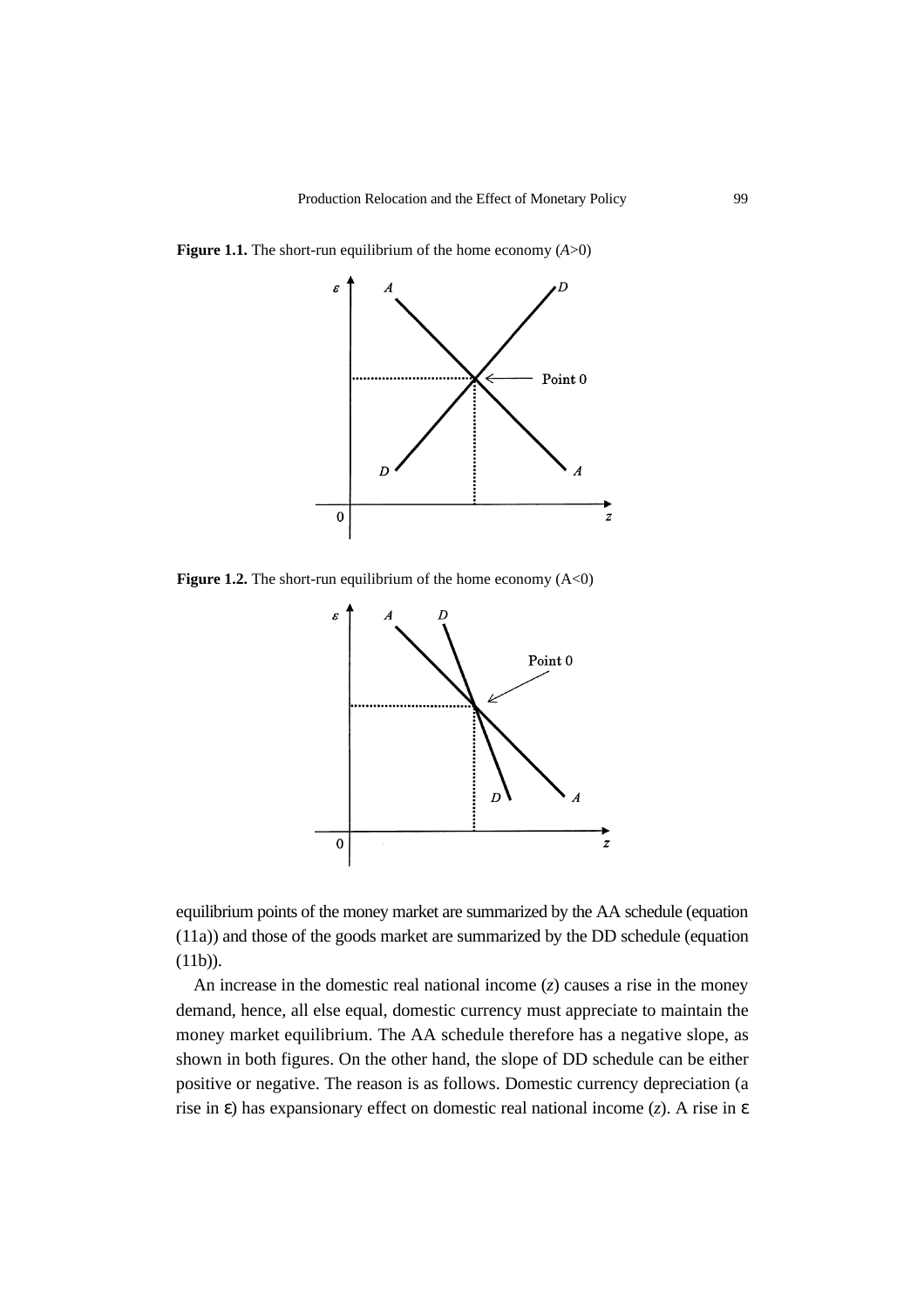**Figure 1.1.** The short-run equilibrium of the home economy ($A$>0)

**Figure 1.2.** The short-run equilibrium of the home economy (A<0)

equilibrium points of the money market are summarized by the AA schedule (equation (11a)) and those of the goods market are summarized by the DD schedule (equation (11b)).

An increase in the domestic real national income ($z$) causes a rise in the money demand, hence, all else equal, domestic currency must appreciate to maintain the money market equilibrium. The AA schedule therefore has a negative slope, as shown in both figures. On the other hand, the slope of DD schedule can be either positive or negative. The reason is as follows. Domestic currency depreciation (a rise in $\varepsilon$) has expansionary effect on domestic real national income ($z$). A rise in $\varepsilon$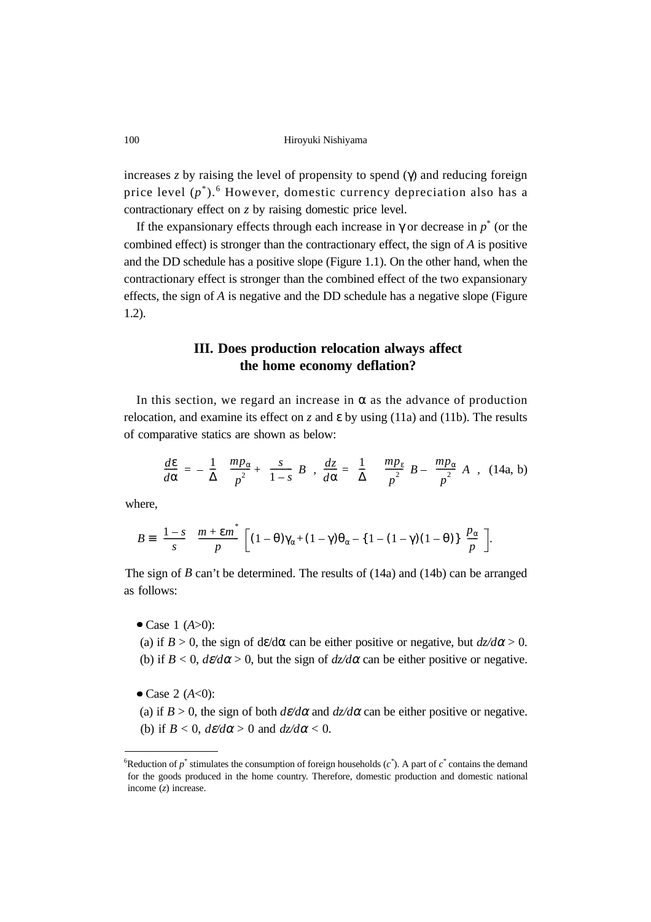increases $z$ by raising the level of propensity to spend ($\gamma$) and reducing foreign price level ($p^*$).[6] However, domestic currency depreciation also has a contractionary effect on $z$ by raising domestic price level.

If the expansionary effects through each increase in $\gamma$ or decrease in $p^*$ (or the combined effect) is stronger than the contractionary effect, the sign of $A$ is positive and the DD schedule has a positive slope (Figure 1.1). On the other hand, when the contractionary effect is stronger than the combined effect of the two expansionary effects, the sign of $A$ is negative and the DD schedule has a negative slope (Figure 1.2).

## III. Does production relocation always affect the home economy deflation?

In this section, we regard an increase in $\alpha$ as the advance of production relocation, and examine its effect on $z$ and $\varepsilon$ by using (11a) and (11b). The results of comparative statics are shown as below:

$$\frac{d\varepsilon}{d\alpha} = -\frac{1}{\Delta}\left(\frac{mp_\alpha}{p^2} + \frac{s}{1-s}B\right), \quad \frac{dz}{d\alpha} = \frac{1}{\Delta}\left(\frac{mp_\varepsilon}{p^2}B - \frac{mp_\alpha}{p^2}A\right), \quad \text{(14a, b)}$$

where,

$$B \equiv \left(\frac{1-s}{s}\right)\left(\frac{m+\varepsilon m^*}{p}\right)\left[(1-\theta)\gamma_\alpha + (1-\gamma)\theta_\alpha - \{1-(1-\gamma)(1-\theta)\}\frac{p_\alpha}{p}\right].$$

The sign of $B$ can't be determined. The results of (14a) and (14b) can be arranged as follows:

- Case 1 ($A>0$):
  (a) if $B > 0$, the sign of $d\varepsilon/d\alpha$ can be either positive or negative, but $dz/d\alpha > 0$.
  (b) if $B < 0$, $d\varepsilon/d\alpha > 0$, but the sign of $dz/d\alpha$ can be either positive or negative.

- Case 2 ($A<0$):
  (a) if $B > 0$, the sign of both $d\varepsilon/d\alpha$ and $dz/d\alpha$ can be either positive or negative.
  (b) if $B < 0$, $d\varepsilon/d\alpha > 0$ and $dz/d\alpha < 0$.

---

[6]Reduction of $p^*$ stimulates the consumption of foreign households ($c^*$). A part of $c^*$ contains the demand for the goods produced in the home country. Therefore, domestic production and domestic national income ($z$) increase.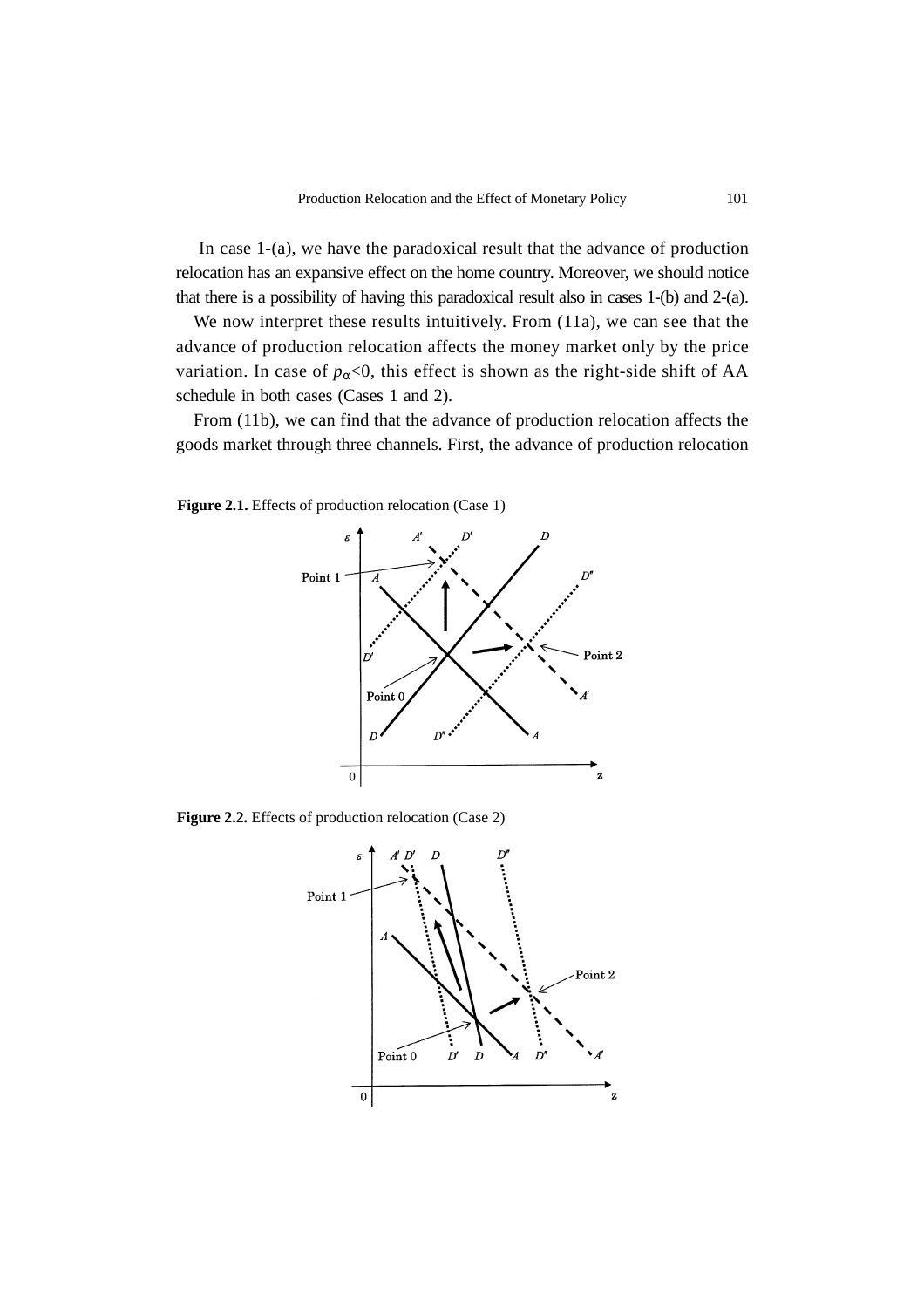In case 1-(a), we have the paradoxical result that the advance of production relocation has an expansive effect on the home country. Moreover, we should notice that there is a possibility of having this paradoxical result also in cases 1-(b) and 2-(a).

We now interpret these results intuitively. From (11a), we can see that the advance of production relocation affects the money market only by the price variation. In case of $p_\alpha<0$, this effect is shown as the right-side shift of AA schedule in both cases (Cases 1 and 2).

From (11b), we can find that the advance of production relocation affects the goods market through three channels. First, the advance of production relocation

**Figure 2.1.** Effects of production relocation (Case 1)

**Figure 2.2.** Effects of production relocation (Case 2)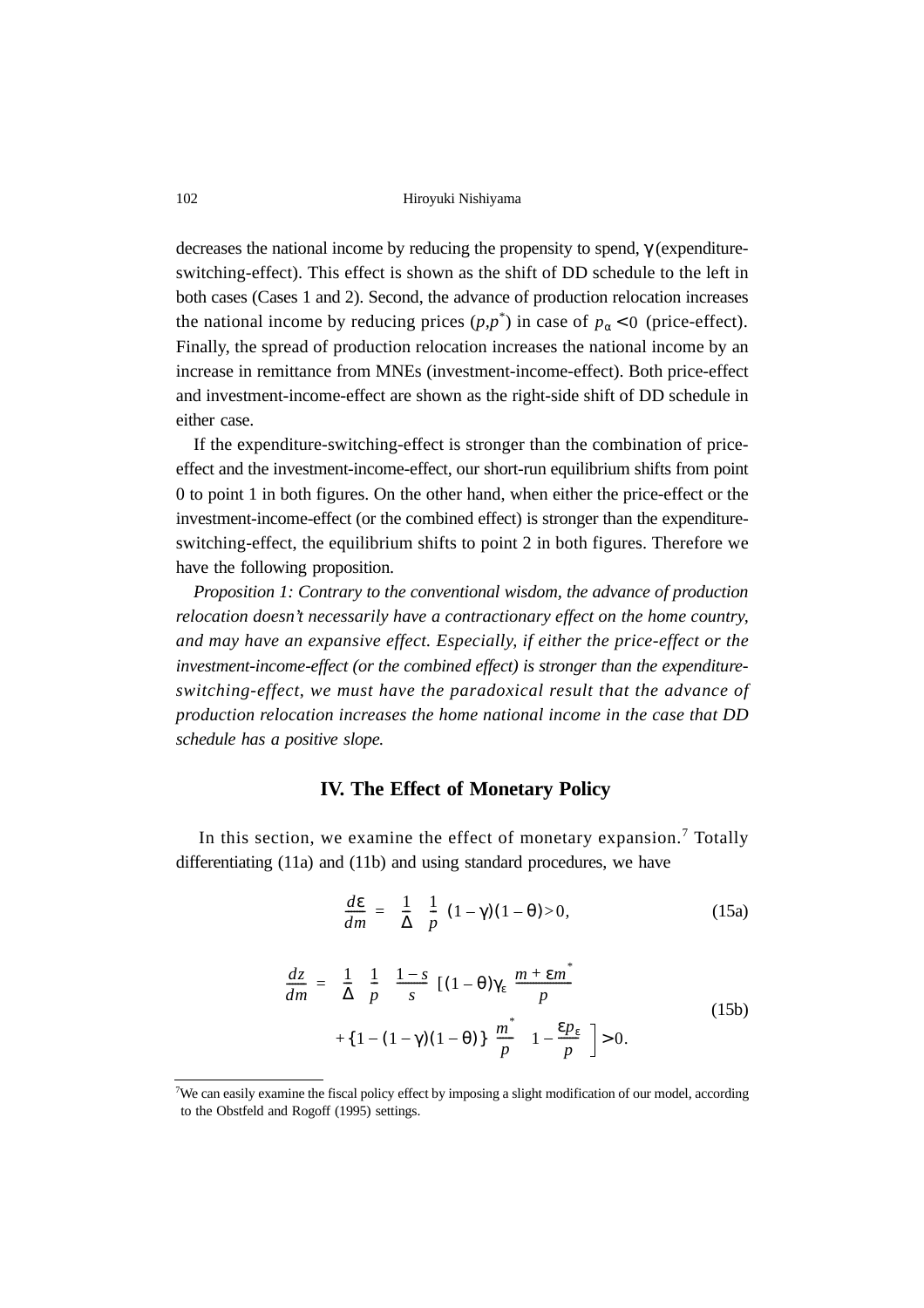decreases the national income by reducing the propensity to spend, $\gamma$ (expenditure-switching-effect). This effect is shown as the shift of DD schedule to the left in both cases (Cases 1 and 2). Second, the advance of production relocation increases the national income by reducing prices ($p,p^*$) in case of $p_\alpha < 0$ (price-effect). Finally, the spread of production relocation increases the national income by an increase in remittance from MNEs (investment-income-effect). Both price-effect and investment-income-effect are shown as the right-side shift of DD schedule in either case.

If the expenditure-switching-effect is stronger than the combination of price-effect and the investment-income-effect, our short-run equilibrium shifts from point 0 to point 1 in both figures. On the other hand, when either the price-effect or the investment-income-effect (or the combined effect) is stronger than the expenditure-switching-effect, the equilibrium shifts to point 2 in both figures. Therefore we have the following proposition.

*Proposition 1: Contrary to the conventional wisdom, the advance of production relocation doesn't necessarily have a contractionary effect on the home country, and may have an expansive effect. Especially, if either the price-effect or the investment-income-effect (or the combined effect) is stronger than the expenditure-switching-effect, we must have the paradoxical result that the advance of production relocation increases the home national income in the case that DD schedule has a positive slope.*

## IV. The Effect of Monetary Policy

In this section, we examine the effect of monetary expansion.[7] Totally differentiating (11a) and (11b) and using standard procedures, we have

$$\frac{d\varepsilon}{dm} = \frac{1}{\Delta}\frac{1}{p}(1-\gamma)(1-\theta) > 0, \tag{15a}$$

$$\frac{dz}{dm} = \frac{1}{\Delta}\frac{1}{p}\frac{1-s}{s}\left[(1-\theta)\gamma_\varepsilon \frac{m+\varepsilon m^*}{p} + \{1-(1-\gamma)(1-\theta)\}\frac{m^*}{p}\left(1-\frac{\varepsilon p_\varepsilon}{p}\right)\right] > 0. \tag{15b}$$

---

[7] We can easily examine the fiscal policy effect by imposing a slight modification of our model, according to the Obstfeld and Rogoff (1995) settings.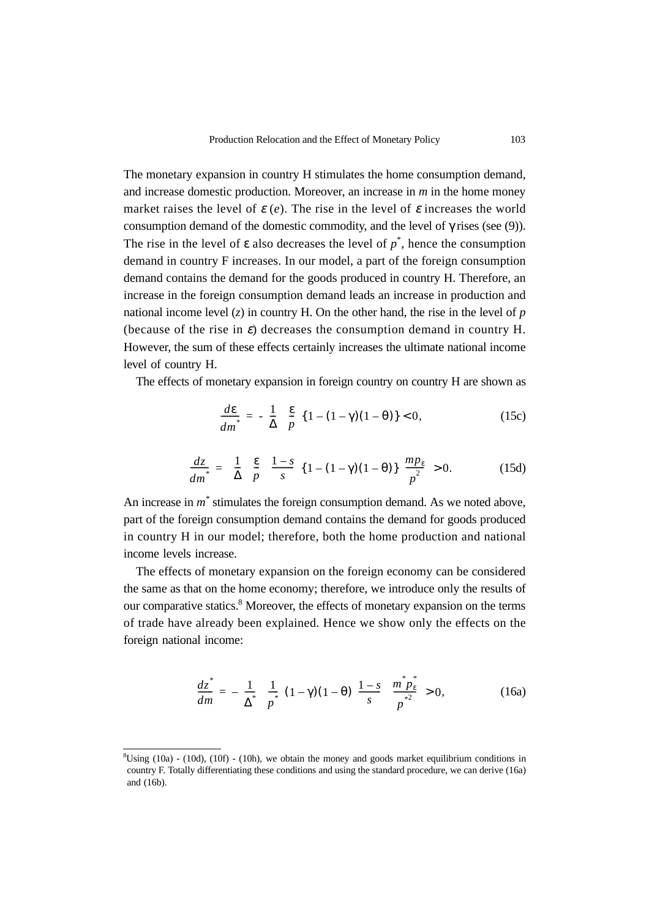The monetary expansion in country H stimulates the home consumption demand, and increase domestic production. Moreover, an increase in $m$ in the home money market raises the level of $\varepsilon$ $(e)$. The rise in the level of $\varepsilon$ increases the world consumption demand of the domestic commodity, and the level of $\gamma$ rises (see (9)). The rise in the level of $\varepsilon$ also decreases the level of $p^*$, hence the consumption demand in country F increases. In our model, a part of the foreign consumption demand contains the demand for the goods produced in country H. Therefore, an increase in the foreign consumption demand leads an increase in production and national income level ($z$) in country H. On the other hand, the rise in the level of $p$ (because of the rise in $\varepsilon$) decreases the consumption demand in country H. However, the sum of these effects certainly increases the ultimate national income level of country H.

The effects of monetary expansion in foreign country on country H are shown as

$$\frac{d\varepsilon}{dm^*} = -\frac{1}{\Delta}\frac{\varepsilon}{p}\{1-(1-\gamma)(1-\theta)\} < 0, \tag{15c}$$

$$\frac{dz}{dm^*} = \frac{1}{\Delta}\frac{\varepsilon}{p}\frac{1-s}{s}\{1-(1-\gamma)(1-\theta)\}\frac{mp_\varepsilon}{p^2} > 0. \tag{15d}$$

An increase in $m^*$ stimulates the foreign consumption demand. As we noted above, part of the foreign consumption demand contains the demand for goods produced in country H in our model; therefore, both the home production and national income levels increase.

The effects of monetary expansion on the foreign economy can be considered the same as that on the home economy; therefore, we introduce only the results of our comparative statics.[8] Moreover, the effects of monetary expansion on the terms of trade have already been explained. Hence we show only the effects on the foreign national income:

$$\frac{dz^*}{dm} = -\frac{1}{\Delta^*}\frac{1}{p^*}(1-\gamma)(1-\theta)\frac{1-s}{s}\frac{m^* p^*_\varepsilon}{p^{*2}} > 0, \tag{16a}$$

---

[8]Using (10a) - (10d), (10f) - (10h), we obtain the money and goods market equilibrium conditions in country F. Totally differentiating these conditions and using the standard procedure, we can derive (16a) and (16b).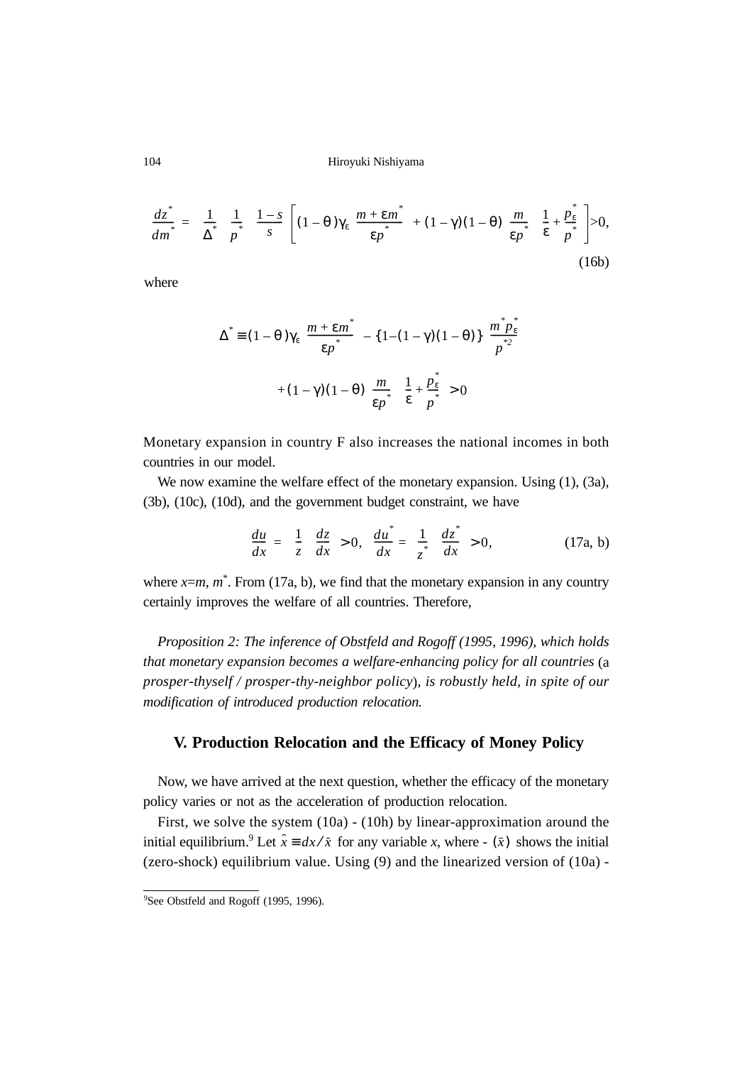$$\frac{dz^*}{dm^*} = \frac{1}{\Delta^*}\frac{1}{p^*}\frac{1-s}{s}\left[(1-\theta)\gamma_\varepsilon\frac{m+\varepsilon m^*}{\varepsilon p^*} + (1-\gamma)(1-\theta)\frac{m}{\varepsilon p^*}\left(\frac{1}{\varepsilon}+\frac{p_\varepsilon^*}{p^*}\right)\right] > 0, \tag{16b}$$

where

$$\Delta^* \equiv (1-\theta)\gamma_\varepsilon\frac{m+\varepsilon m^*}{\varepsilon p^*} - \{1-(1-\gamma)(1-\theta)\}\frac{m^* p_\varepsilon^*}{p^{*2}}$$

$$+ (1-\gamma)(1-\theta)\frac{m}{\varepsilon p^*}\left(\frac{1}{\varepsilon}+\frac{p_\varepsilon^*}{p^*}\right) > 0$$

Monetary expansion in country F also increases the national incomes in both countries in our model.

We now examine the welfare effect of the monetary expansion. Using (1), (3a), (3b), (10c), (10d), and the government budget constraint, we have

$$\frac{du}{dx} = \frac{1}{z}\frac{dz}{dx} > 0, \quad \frac{du^*}{dx} = \frac{1}{z^*}\frac{dz^*}{dx} > 0, \tag{17a, b}$$

where $x$=$m$, $m^*$. From (17a, b), we find that the monetary expansion in any country certainly improves the welfare of all countries. Therefore,

*Proposition 2: The inference of Obstfeld and Rogoff (1995, 1996), which holds that monetary expansion becomes a welfare-enhancing policy for all countries* (a *prosper-thyself / prosper-thy-neighbor policy*)*, is robustly held, in spite of our modification of introduced production relocation.*

## V. Production Relocation and the Efficacy of Money Policy

Now, we have arrived at the next question, whether the efficacy of the monetary policy varies or not as the acceleration of production relocation.

First, we solve the system (10a) - (10h) by linear-approximation around the initial equilibrium.[9] Let $\hat{x} \equiv dx/\bar{x}$ for any variable $x$, where - $(\bar{x})$ shows the initial (zero-shock) equilibrium value. Using (9) and the linearized version of (10a) -

[9]See Obstfeld and Rogoff (1995, 1996).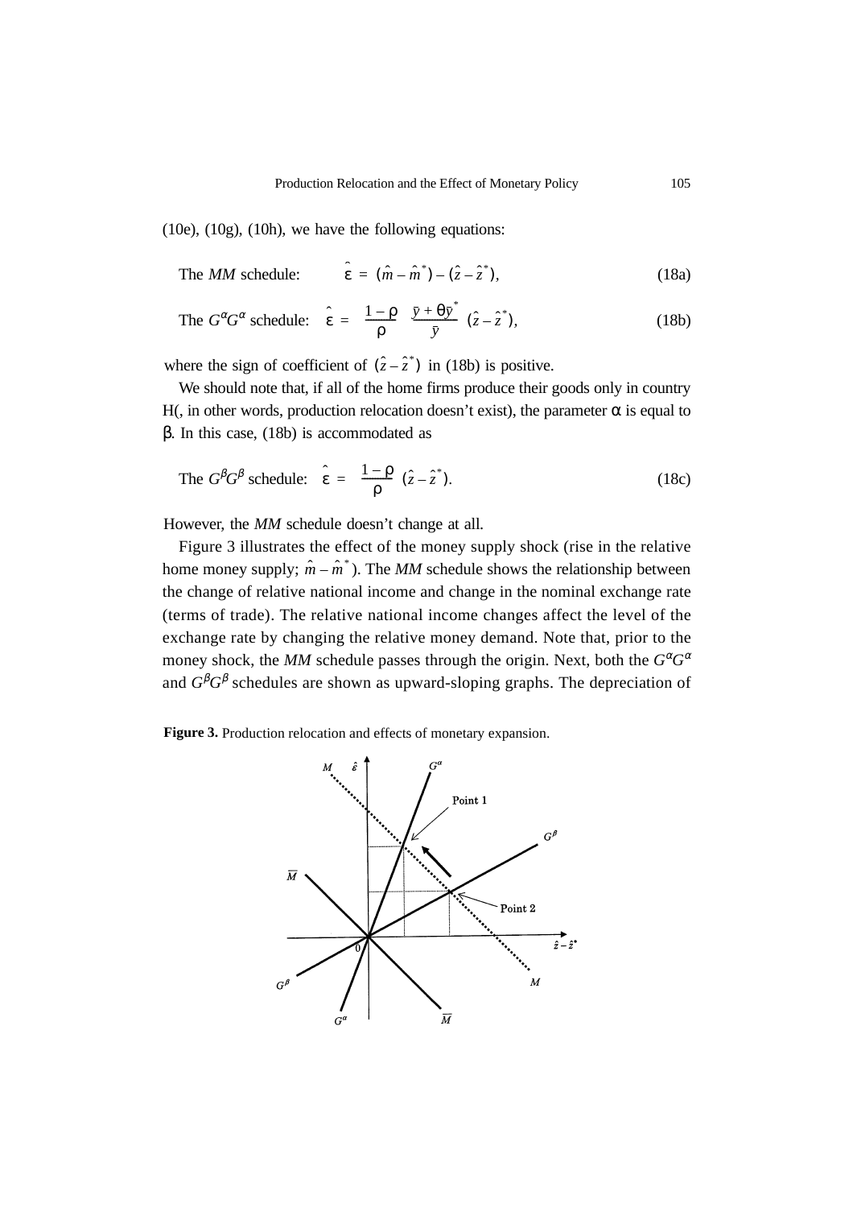(10e), (10g), (10h), we have the following equations:

The *MM* schedule: $$\hat{\varepsilon} = (\hat{m} - \hat{m}^*) - (\hat{z} - \hat{z}^*), \tag{18a}$$

The $G^\alpha G^\alpha$ schedule: $$\hat{\varepsilon} = \frac{1-\rho}{\rho} \frac{\bar{y} + \theta \bar{y}^*}{\bar{y}} (\hat{z} - \hat{z}^*), \tag{18b}$$

where the sign of coefficient of $(\hat{z} - \hat{z}^*)$ in (18b) is positive.

We should note that, if all of the home firms produce their goods only in country H(, in other words, production relocation doesn't exist), the parameter $\alpha$ is equal to $\beta$. In this case, (18b) is accommodated as

The $G^\beta G^\beta$ schedule: $$\hat{\varepsilon} = \frac{1-\rho}{\rho} (\hat{z} - \hat{z}^*). \tag{18c}$$

However, the *MM* schedule doesn't change at all.

Figure 3 illustrates the effect of the money supply shock (rise in the relative home money supply; $\hat{m} - \hat{m}^*$). The *MM* schedule shows the relationship between the change of relative national income and change in the nominal exchange rate (terms of trade). The relative national income changes affect the level of the exchange rate by changing the relative money demand. Note that, prior to the money shock, the *MM* schedule passes through the origin. Next, both the $G^\alpha G^\alpha$ and $G^\beta G^\beta$ schedules are shown as upward-sloping graphs. The depreciation of

**Figure 3.** Production relocation and effects of monetary expansion.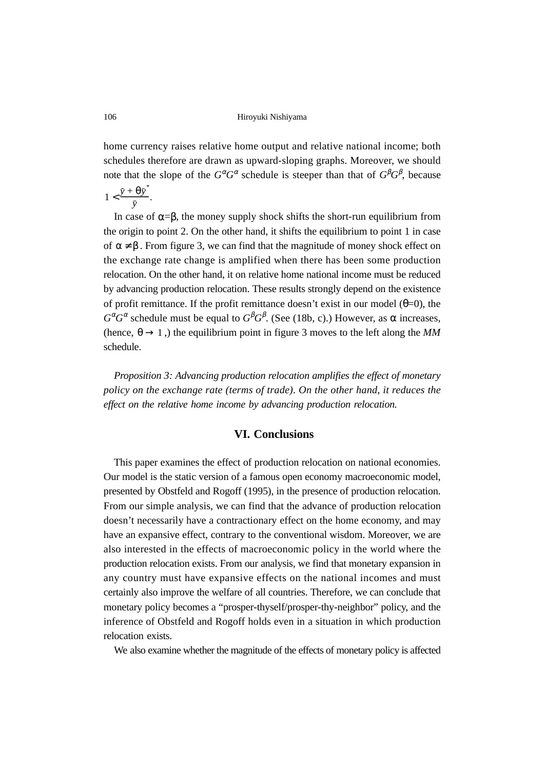home currency raises relative home output and relative national income; both schedules therefore are drawn as upward-sloping graphs. Moreover, we should note that the slope of the $G^{\alpha}G^{\alpha}$ schedule is steeper than that of $G^{\beta}G^{\beta}$, because $1 < \frac{\bar{y} + \theta \bar{y}^{*}}{\bar{y}}$.

In case of $\alpha = \beta$, the money supply shock shifts the short-run equilibrium from the origin to point 2. On the other hand, it shifts the equilibrium to point 1 in case of $\alpha \neq \beta$. From figure 3, we can find that the magnitude of money shock effect on the exchange rate change is amplified when there has been some production relocation. On the other hand, it on relative home national income must be reduced by advancing production relocation. These results strongly depend on the existence of profit remittance. If the profit remittance doesn't exist in our model ($\theta$=0), the $G^{\alpha}G^{\alpha}$ schedule must be equal to $G^{\beta}G^{\beta}$. (See (18b, c).) However, as $\alpha$ increases, (hence, $\theta \rightarrow 1$ ,) the equilibrium point in figure 3 moves to the left along the *MM* schedule.

*Proposition 3: Advancing production relocation amplifies the effect of monetary policy on the exchange rate (terms of trade). On the other hand, it reduces the effect on the relative home income by advancing production relocation.*

## VI. Conclusions

This paper examines the effect of production relocation on national economies. Our model is the static version of a famous open economy macroeconomic model, presented by Obstfeld and Rogoff (1995), in the presence of production relocation. From our simple analysis, we can find that the advance of production relocation doesn't necessarily have a contractionary effect on the home economy, and may have an expansive effect, contrary to the conventional wisdom. Moreover, we are also interested in the effects of macroeconomic policy in the world where the production relocation exists. From our analysis, we find that monetary expansion in any country must have expansive effects on the national incomes and must certainly also improve the welfare of all countries. Therefore, we can conclude that monetary policy becomes a "prosper-thyself/prosper-thy-neighbor" policy, and the inference of Obstfeld and Rogoff holds even in a situation in which production relocation exists.

We also examine whether the magnitude of the effects of monetary policy is affected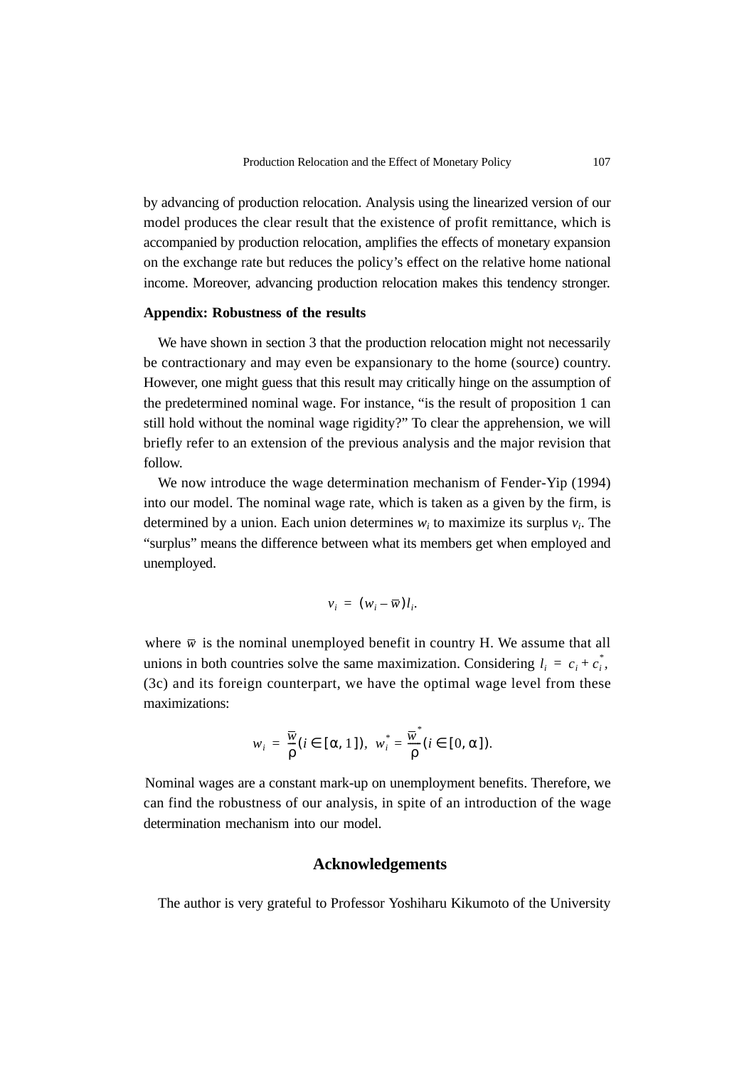by advancing of production relocation. Analysis using the linearized version of our model produces the clear result that the existence of profit remittance, which is accompanied by production relocation, amplifies the effects of monetary expansion on the exchange rate but reduces the policy's effect on the relative home national income. Moreover, advancing production relocation makes this tendency stronger.

### Appendix: Robustness of the results

We have shown in section 3 that the production relocation might not necessarily be contractionary and may even be expansionary to the home (source) country. However, one might guess that this result may critically hinge on the assumption of the predetermined nominal wage. For instance, "is the result of proposition 1 can still hold without the nominal wage rigidity?" To clear the apprehension, we will briefly refer to an extension of the previous analysis and the major revision that follow.

We now introduce the wage determination mechanism of Fender-Yip (1994) into our model. The nominal wage rate, which is taken as a given by the firm, is determined by a union. Each union determines $w_i$ to maximize its surplus $v_i$. The "surplus" means the difference between what its members get when employed and unemployed.

$$v_i = (w_i - \overline{w})l_i.$$

where $\overline{w}$ is the nominal unemployed benefit in country H. We assume that all unions in both countries solve the same maximization. Considering $l_i = c_i + c_i^*$, (3c) and its foreign counterpart, we have the optimal wage level from these maximizations:

$$w_i = \frac{\overline{w}}{\rho}(i \in [\alpha, 1]), \; w_i^* = \frac{\overline{w}^*}{\rho}(i \in [0, \alpha]).$$

Nominal wages are a constant mark-up on unemployment benefits. Therefore, we can find the robustness of our analysis, in spite of an introduction of the wage determination mechanism into our model.

## Acknowledgements

The author is very grateful to Professor Yoshiharu Kikumoto of the University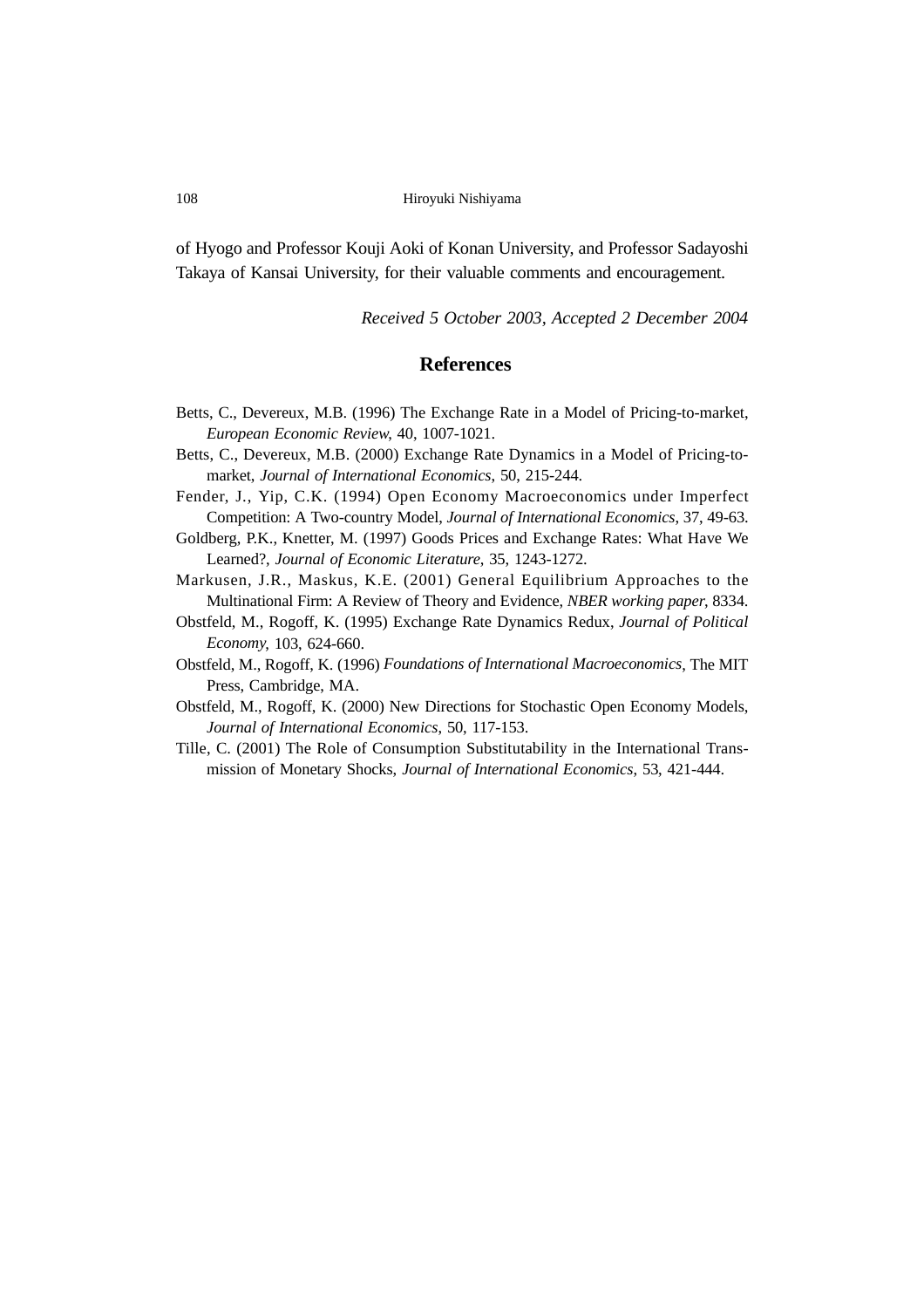of Hyogo and Professor Kouji Aoki of Konan University, and Professor Sadayoshi Takaya of Kansai University, for their valuable comments and encouragement.

*Received 5 October 2003, Accepted 2 December 2004*

## References

Betts, C., Devereux, M.B. (1996) The Exchange Rate in a Model of Pricing-to-market, *European Economic Review*, 40, 1007-1021.

Betts, C., Devereux, M.B. (2000) Exchange Rate Dynamics in a Model of Pricing-to-market, *Journal of International Economics*, 50, 215-244.

Fender, J., Yip, C.K. (1994) Open Economy Macroeconomics under Imperfect Competition: A Two-country Model, *Journal of International Economics*, 37, 49-63.

Goldberg, P.K., Knetter, M. (1997) Goods Prices and Exchange Rates: What Have We Learned?, *Journal of Economic Literature*, 35, 1243-1272.

Markusen, J.R., Maskus, K.E. (2001) General Equilibrium Approaches to the Multinational Firm: A Review of Theory and Evidence, *NBER working paper*, 8334.

Obstfeld, M., Rogoff, K. (1995) Exchange Rate Dynamics Redux, *Journal of Political Economy*, 103, 624-660.

Obstfeld, M., Rogoff, K. (1996) *Foundations of International Macroeconomics*, The MIT Press, Cambridge, MA.

Obstfeld, M., Rogoff, K. (2000) New Directions for Stochastic Open Economy Models, *Journal of International Economics*, 50, 117-153.

Tille, C. (2001) The Role of Consumption Substitutability in the International Transmission of Monetary Shocks, *Journal of International Economics*, 53, 421-444.